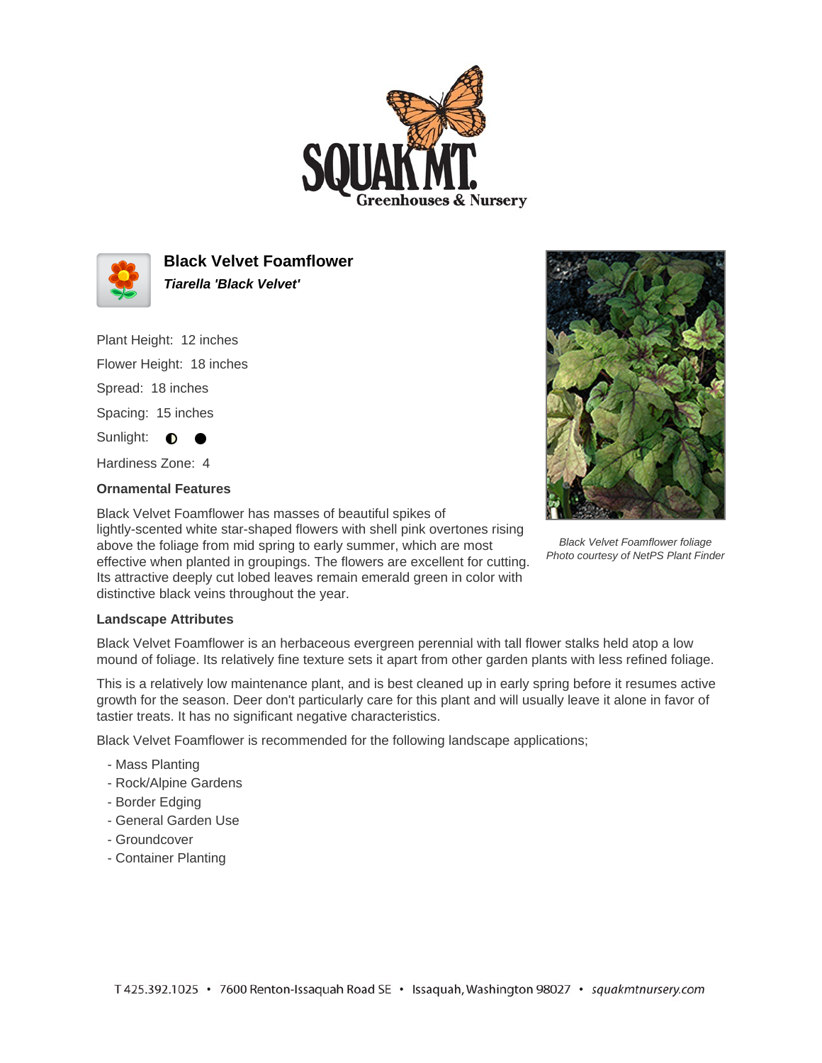# Black Velvet Foamflower

***Tiarella 'Black Velvet'***

Plant Height: 12 inches

Flower Height: 18 inches

Spread: 18 inches

Spacing: 15 inches

Sunlight: ◐ ●

Hardiness Zone: 4

Black Velvet Foamflower foliage
Photo courtesy of NetPS Plant Finder

### Ornamental Features

Black Velvet Foamflower has masses of beautiful spikes of lightly-scented white star-shaped flowers with shell pink overtones rising above the foliage from mid spring to early summer, which are most effective when planted in groupings. The flowers are excellent for cutting. Its attractive deeply cut lobed leaves remain emerald green in color with distinctive black veins throughout the year.

### Landscape Attributes

Black Velvet Foamflower is an herbaceous evergreen perennial with tall flower stalks held atop a low mound of foliage. Its relatively fine texture sets it apart from other garden plants with less refined foliage.

This is a relatively low maintenance plant, and is best cleaned up in early spring before it resumes active growth for the season. Deer don't particularly care for this plant and will usually leave it alone in favor of tastier treats. It has no significant negative characteristics.

Black Velvet Foamflower is recommended for the following landscape applications;

- Mass Planting
- Rock/Alpine Gardens
- Border Edging
- General Garden Use
- Groundcover
- Container Planting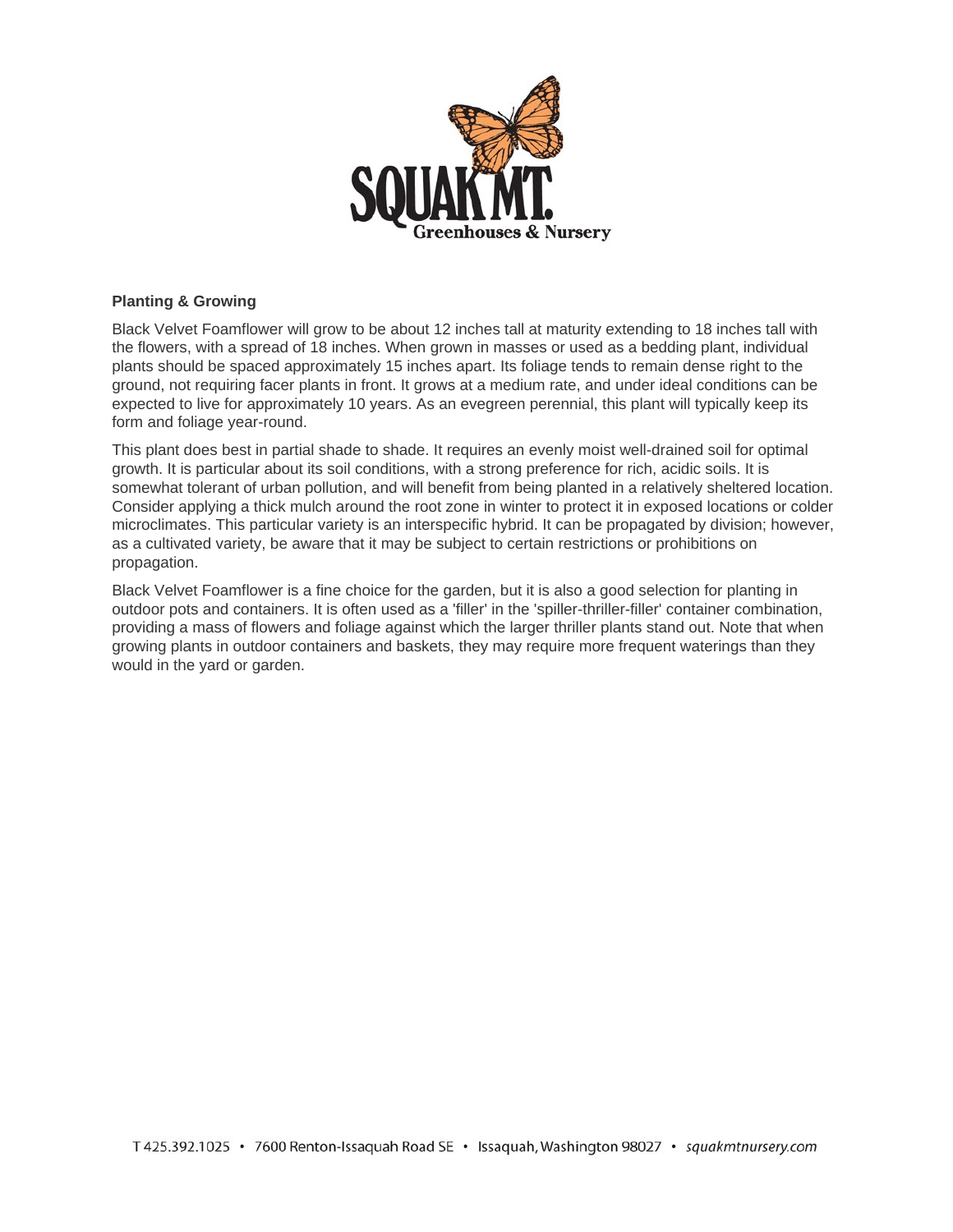### Planting & Growing

Black Velvet Foamflower will grow to be about 12 inches tall at maturity extending to 18 inches tall with the flowers, with a spread of 18 inches. When grown in masses or used as a bedding plant, individual plants should be spaced approximately 15 inches apart. Its foliage tends to remain dense right to the ground, not requiring facer plants in front. It grows at a medium rate, and under ideal conditions can be expected to live for approximately 10 years. As an evegreen perennial, this plant will typically keep its form and foliage year-round.

This plant does best in partial shade to shade. It requires an evenly moist well-drained soil for optimal growth. It is particular about its soil conditions, with a strong preference for rich, acidic soils. It is somewhat tolerant of urban pollution, and will benefit from being planted in a relatively sheltered location. Consider applying a thick mulch around the root zone in winter to protect it in exposed locations or colder microclimates. This particular variety is an interspecific hybrid. It can be propagated by division; however, as a cultivated variety, be aware that it may be subject to certain restrictions or prohibitions on propagation.

Black Velvet Foamflower is a fine choice for the garden, but it is also a good selection for planting in outdoor pots and containers. It is often used as a 'filler' in the 'spiller-thriller-filler' container combination, providing a mass of flowers and foliage against which the larger thriller plants stand out. Note that when growing plants in outdoor containers and baskets, they may require more frequent waterings than they would in the yard or garden.